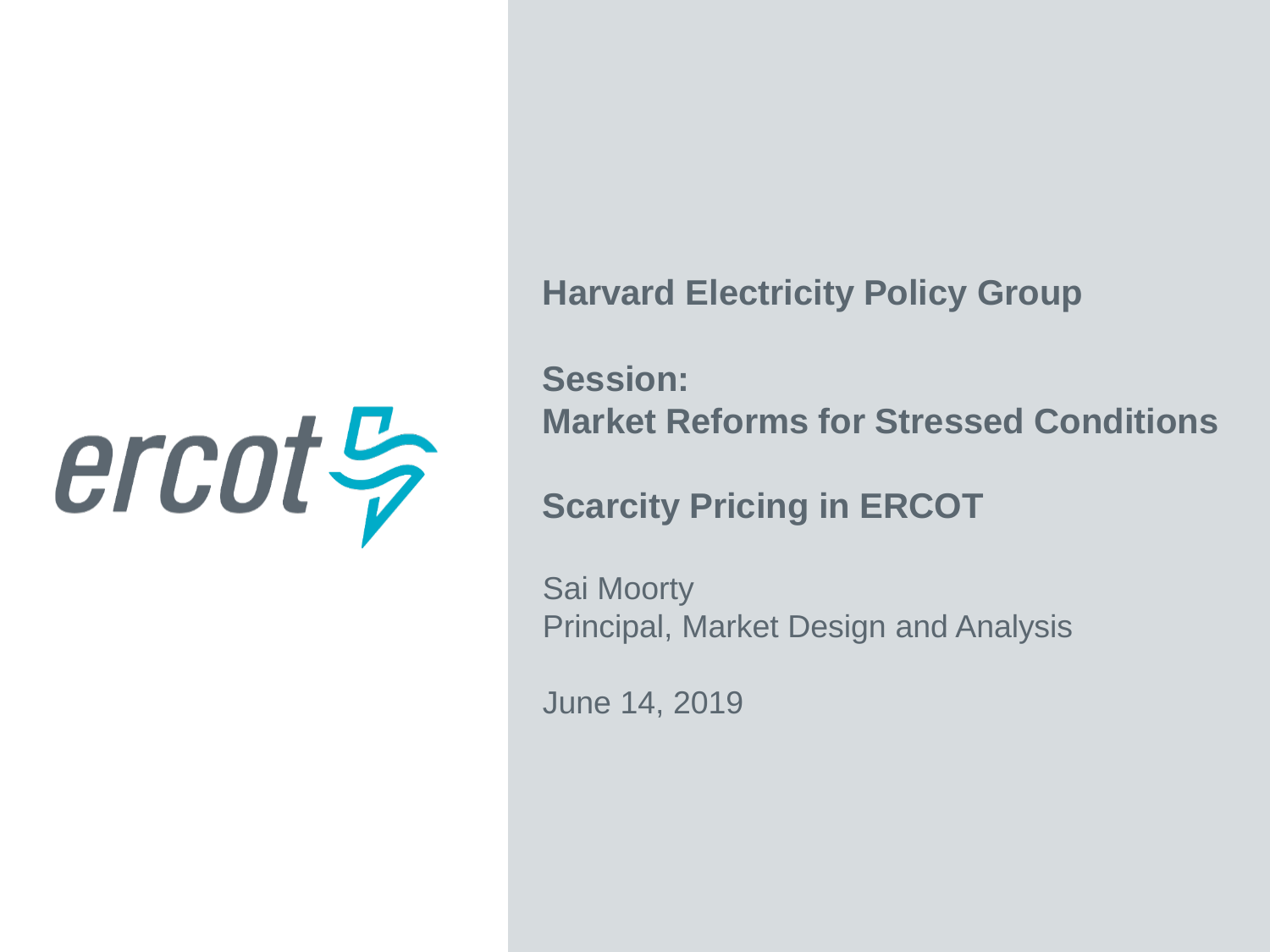ercot

**Harvard Electricity Policy Group**

**Session:**
**Market Reforms for Stressed Conditions**

# Scarcity Pricing in ERCOT

Sai Moorty
Principal, Market Design and Analysis

June 14, 2019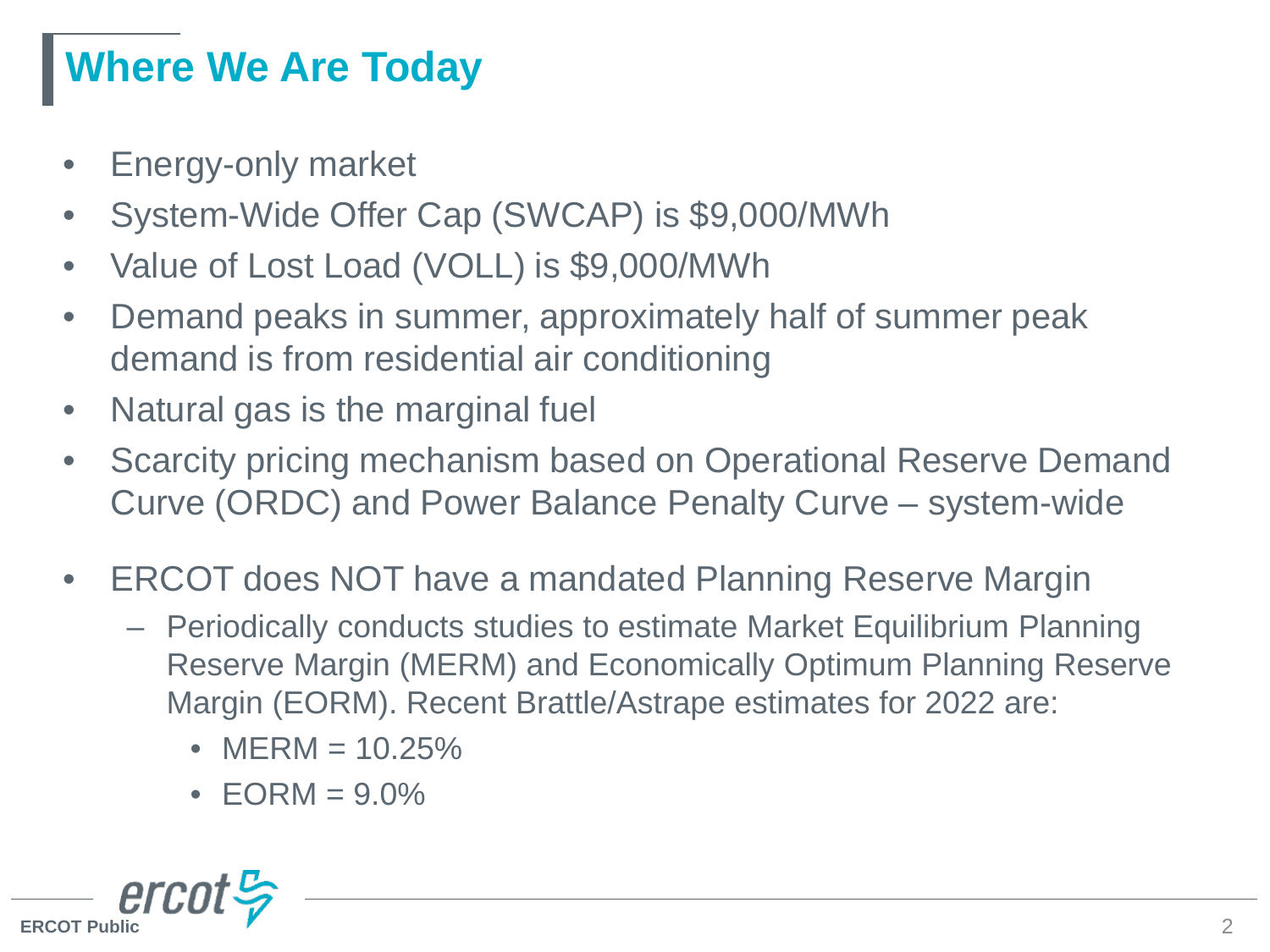# Where We Are Today

- Energy-only market
- System-Wide Offer Cap (SWCAP) is $9,000/MWh
- Value of Lost Load (VOLL) is $9,000/MWh
- Demand peaks in summer, approximately half of summer peak demand is from residential air conditioning
- Natural gas is the marginal fuel
- Scarcity pricing mechanism based on Operational Reserve Demand Curve (ORDC) and Power Balance Penalty Curve – system-wide
- ERCOT does NOT have a mandated Planning Reserve Margin
  - Periodically conducts studies to estimate Market Equilibrium Planning Reserve Margin (MERM) and Economically Optimum Planning Reserve Margin (EORM). Recent Brattle/Astrape estimates for 2022 are:
    - MERM = 10.25%
    - EORM = 9.0%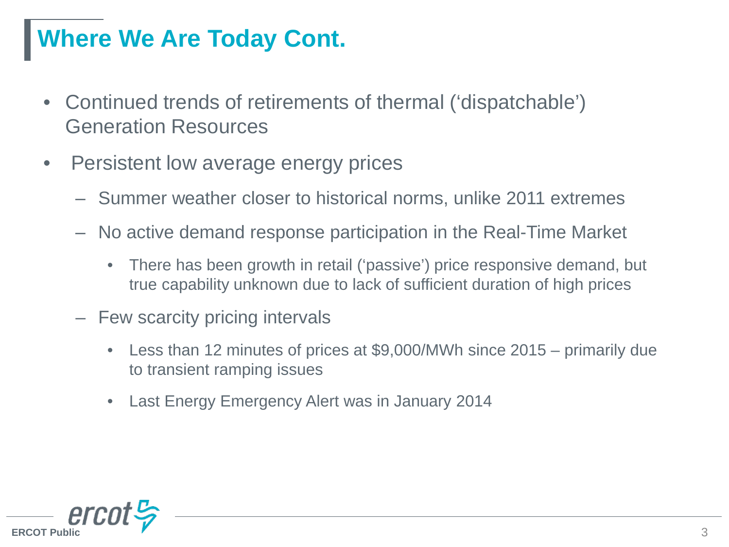# Where We Are Today Cont.

- Continued trends of retirements of thermal ('dispatchable') Generation Resources
- Persistent low average energy prices
  - Summer weather closer to historical norms, unlike 2011 extremes
  - No active demand response participation in the Real-Time Market
    - There has been growth in retail ('passive') price responsive demand, but true capability unknown due to lack of sufficient duration of high prices
  - Few scarcity pricing intervals
    - Less than 12 minutes of prices at $9,000/MWh since 2015 – primarily due to transient ramping issues
    - Last Energy Emergency Alert was in January 2014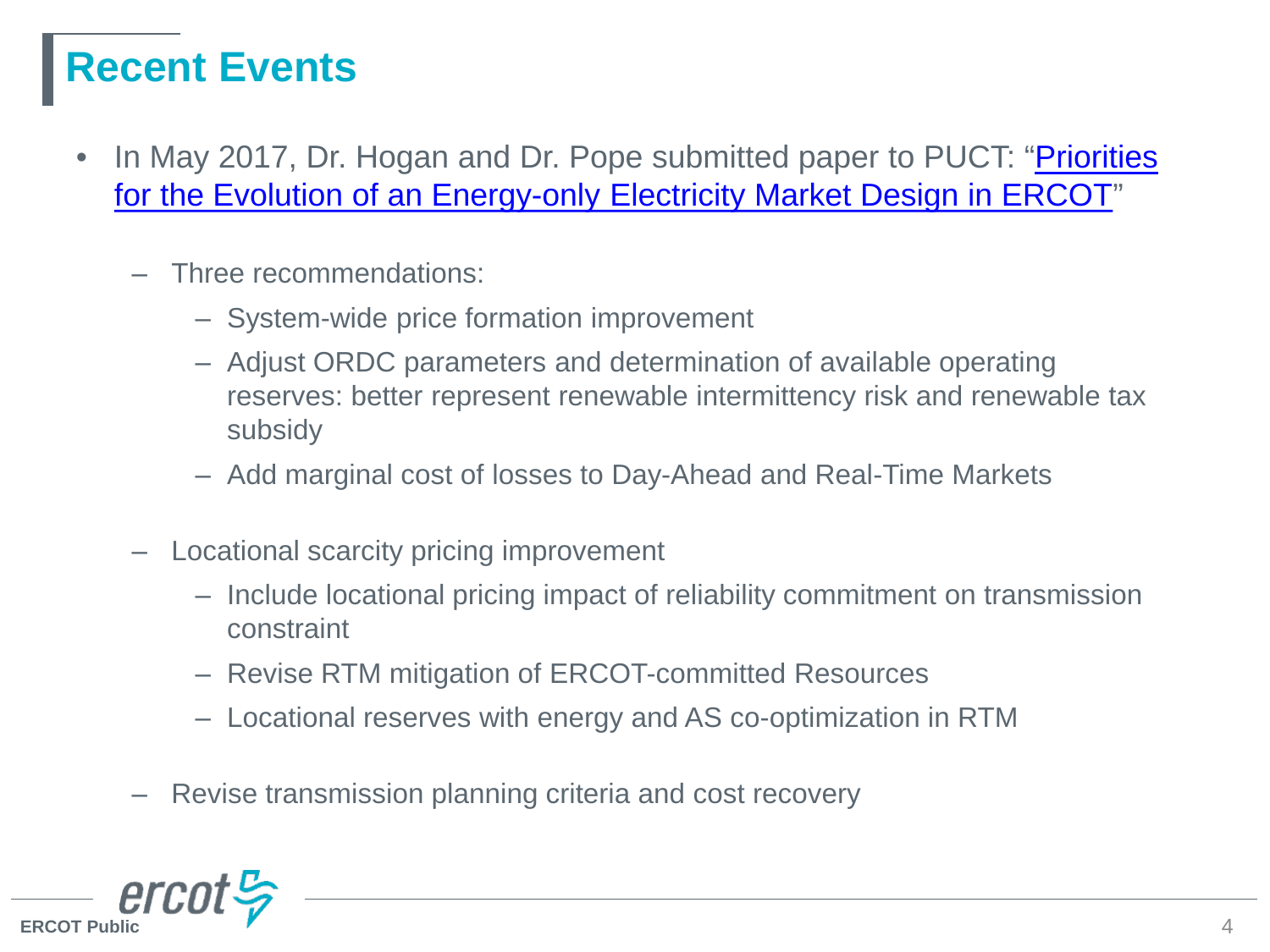# Recent Events

- In May 2017, Dr. Hogan and Dr. Pope submitted paper to PUCT: "Priorities for the Evolution of an Energy-only Electricity Market Design in ERCOT"
  - Three recommendations:
    - System-wide price formation improvement
    - Adjust ORDC parameters and determination of available operating reserves: better represent renewable intermittency risk and renewable tax subsidy
    - Add marginal cost of losses to Day-Ahead and Real-Time Markets
  - Locational scarcity pricing improvement
    - Include locational pricing impact of reliability commitment on transmission constraint
    - Revise RTM mitigation of ERCOT-committed Resources
    - Locational reserves with energy and AS co-optimization in RTM
  - Revise transmission planning criteria and cost recovery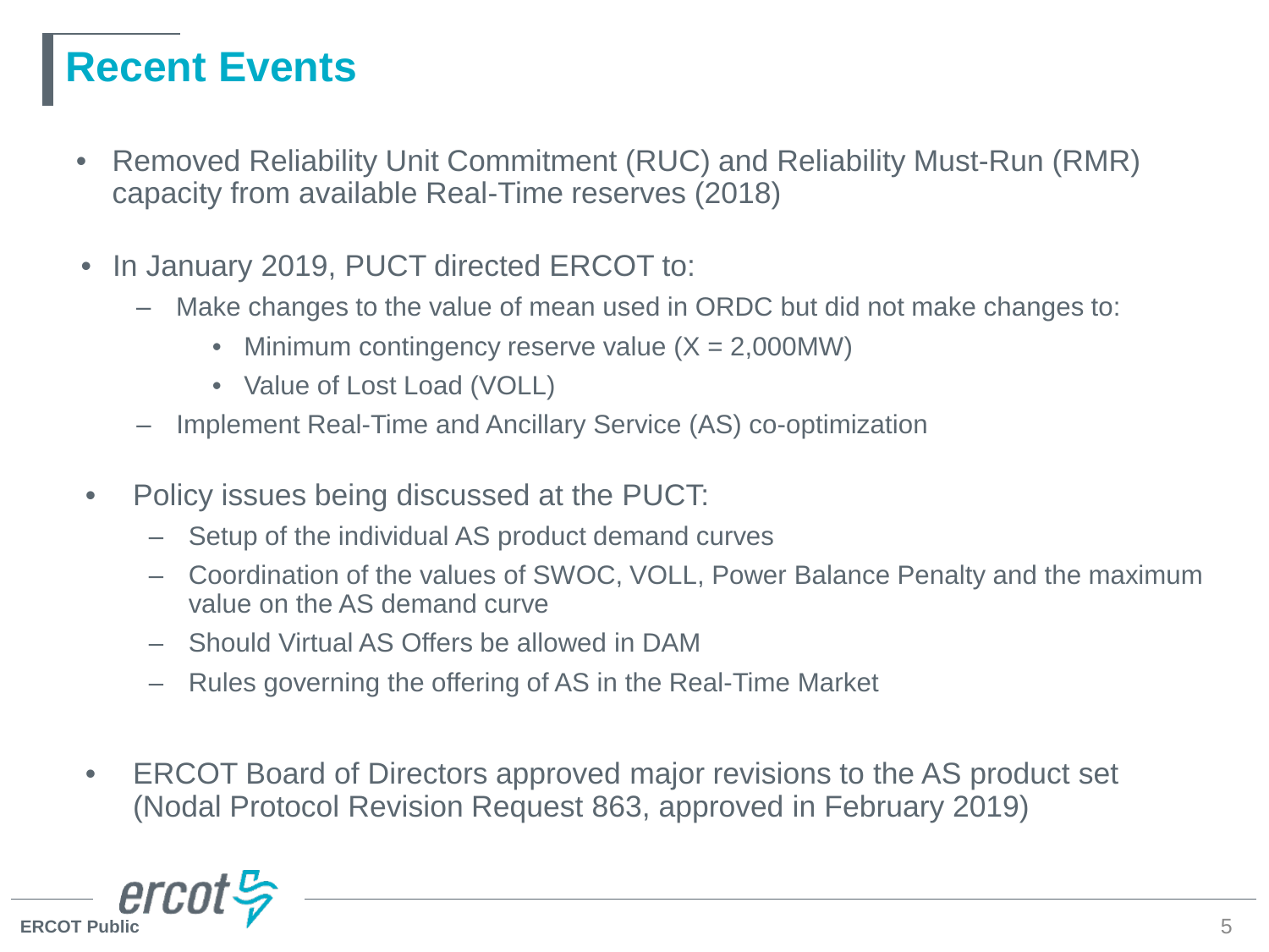# Recent Events

- Removed Reliability Unit Commitment (RUC) and Reliability Must-Run (RMR) capacity from available Real-Time reserves (2018)

- In January 2019, PUCT directed ERCOT to:
  - Make changes to the value of mean used in ORDC but did not make changes to:
    - Minimum contingency reserve value (X = 2,000MW)
    - Value of Lost Load (VOLL)
  - Implement Real-Time and Ancillary Service (AS) co-optimization

- Policy issues being discussed at the PUCT:
  - Setup of the individual AS product demand curves
  - Coordination of the values of SWOC, VOLL, Power Balance Penalty and the maximum value on the AS demand curve
  - Should Virtual AS Offers be allowed in DAM
  - Rules governing the offering of AS in the Real-Time Market

- ERCOT Board of Directors approved major revisions to the AS product set (Nodal Protocol Revision Request 863, approved in February 2019)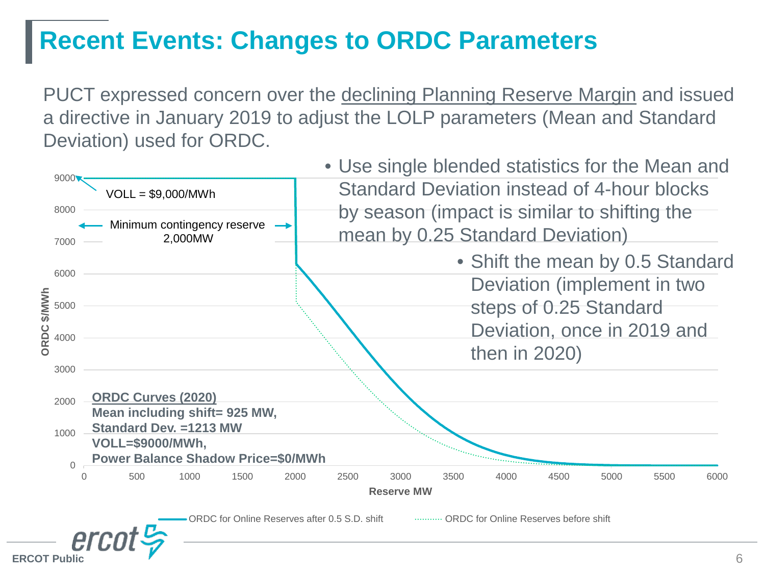# Recent Events: Changes to ORDC Parameters

PUCT expressed concern over the declining Planning Reserve Margin and issued a directive in January 2019 to adjust the LOLP parameters (Mean and Standard Deviation) used for ORDC.

- Use single blended statistics for the Mean and Standard Deviation instead of 4-hour blocks by season (impact is similar to shifting the mean by 0.25 Standard Deviation)
  - Shift the mean by 0.5 Standard Deviation (implement in two steps of 0.25 Standard Deviation, once in 2019 and then in 2020)

VOLL = $9,000/MWh

Minimum contingency reserve 2,000MW

**ORDC Curves (2020)**
**Mean including shift= 925 MW,**
**Standard Dev. =1213 MW**
**VOLL=$9000/MWh,**
**Power Balance Shadow Price=$0/MWh**

ORDC $/MWh vs. Reserve MW

ORDC for Online Reserves after 0.5 S.D. shift — ORDC for Online Reserves before shift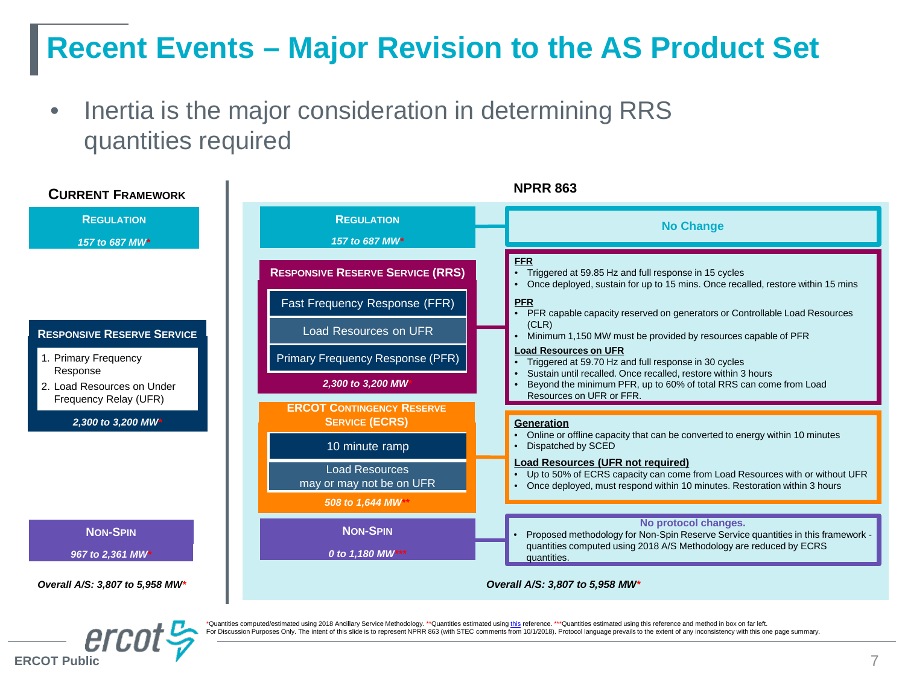# Recent Events – Major Revision to the AS Product Set

- Inertia is the major consideration in determining RRS quantities required

## Current Framework

**Regulation**
*157 to 687 MW**

**Responsive Reserve Service**
1. Primary Frequency Response
2. Load Resources on Under Frequency Relay (UFR)

*2,300 to 3,200 MW**

**Non-Spin**
*967 to 2,361 MW**

*Overall A/S: 3,807 to 5,958 MW**

## NPRR 863

**Regulation**
*157 to 687 MW**

No Change

**Responsive Reserve Service (RRS)**
- Fast Frequency Response (FFR)
- Load Resources on UFR
- Primary Frequency Response (PFR)

*2,300 to 3,200 MW**

**FFR**
- Triggered at 59.85 Hz and full response in 15 cycles
- Once deployed, sustain for up to 15 mins. Once recalled, restore within 15 mins

**PFR**
- PFR capable capacity reserved on generators or Controllable Load Resources (CLR)
- Minimum 1,150 MW must be provided by resources capable of PFR

**Load Resources on UFR**
- Triggered at 59.70 Hz and full response in 30 cycles
- Sustain until recalled. Once recalled, restore within 3 hours
- Beyond the minimum PFR, up to 60% of total RRS can come from Load Resources on UFR or FFR.

**ERCOT Contingency Reserve Service (ECRS)**
- 10 minute ramp
- Load Resources may or may not be on UFR

*508 to 1,644 MW***

**Generation**
- Online or offline capacity that can be converted to energy within 10 minutes
- Dispatched by SCED

**Load Resources (UFR not required)**
- Up to 50% of ECRS capacity can come from Load Resources with or without UFR
- Once deployed, must respond within 10 minutes. Restoration within 3 hours

**Non-Spin**
*0 to 1,180 MW****

No protocol changes.
- Proposed methodology for Non-Spin Reserve Service quantities in this framework - quantities computed using 2018 A/S Methodology are reduced by ECRS quantities.

*Overall A/S: 3,807 to 5,958 MW**

*Quantities computed/estimated using 2018 Ancillary Service Methodology. **Quantities estimated using this reference. ***Quantities estimated using this reference and method in box on far left.
For Discussion Purposes Only. The intent of this slide is to represent NPRR 863 (with STEC comments from 10/1/2018). Protocol language prevails to the extent of any inconsistency with this one page summary.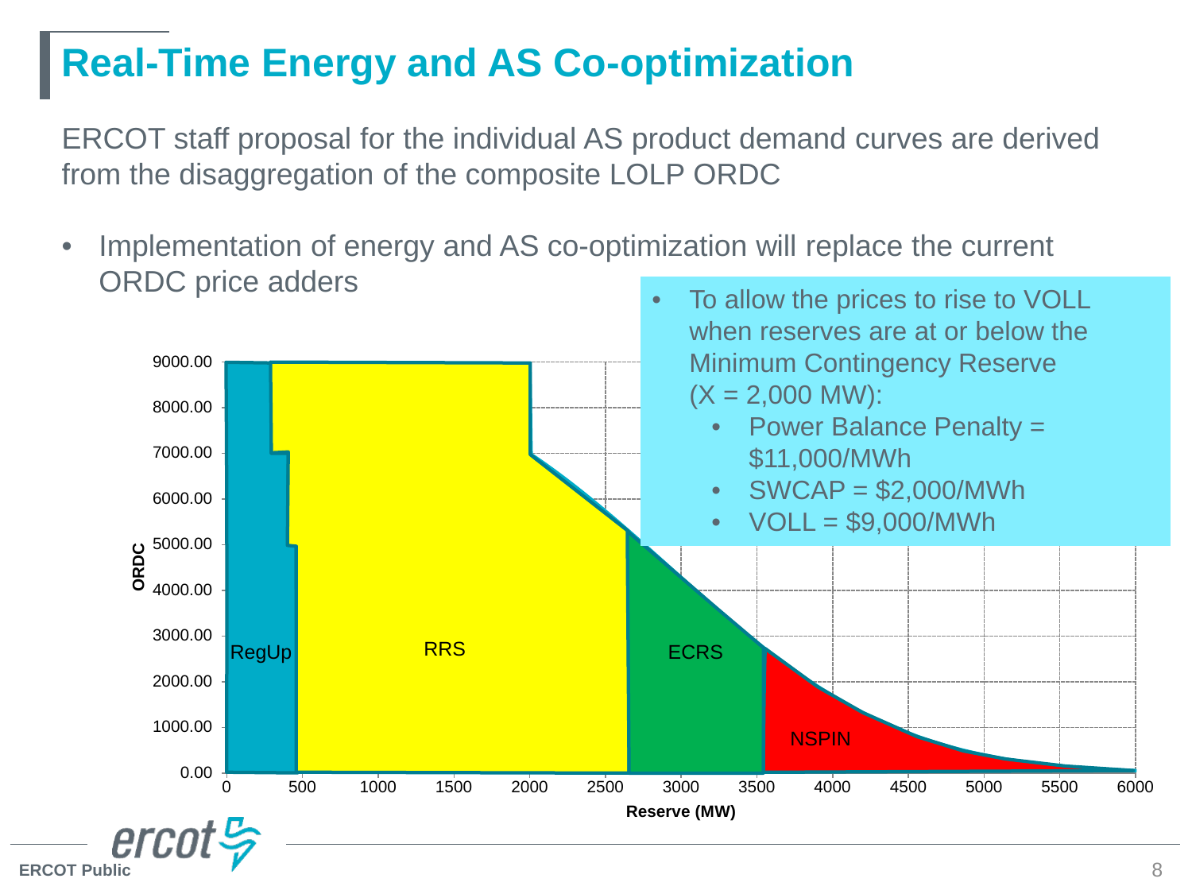# Real-Time Energy and AS Co-optimization

ERCOT staff proposal for the individual AS product demand curves are derived from the disaggregation of the composite LOLP ORDC

- Implementation of energy and AS co-optimization will replace the current ORDC price adders

- To allow the prices to rise to VOLL when reserves are at or below the Minimum Contingency Reserve (X = 2,000 MW):
  - Power Balance Penalty = \$11,000/MWh
  - SWCAP = \$2,000/MWh
  - VOLL = \$9,000/MWh

ORDC

9000.00
8000.00
7000.00
6000.00
5000.00
4000.00
3000.00
2000.00
1000.00
0.00

RegUp RRS ECRS NSPIN

0 500 1000 1500 2000 2500 3000 3500 4000 4500 5000 5500 6000

Reserve (MW)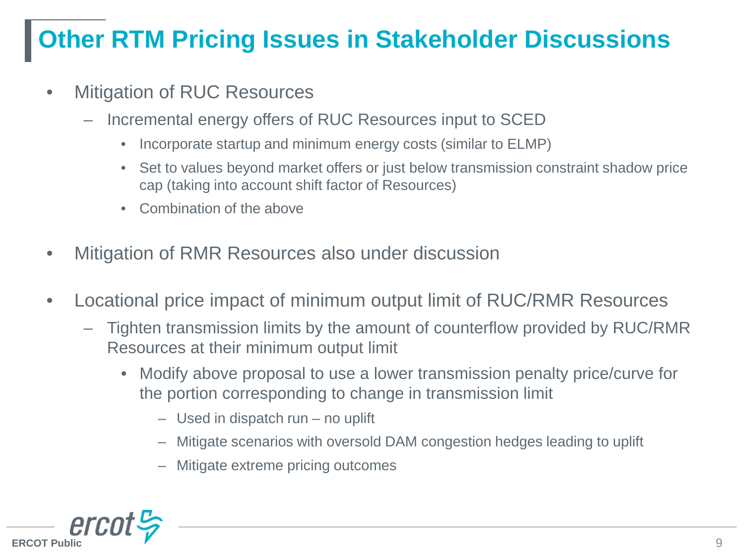# Other RTM Pricing Issues in Stakeholder Discussions

- Mitigation of RUC Resources
  - Incremental energy offers of RUC Resources input to SCED
    - Incorporate startup and minimum energy costs (similar to ELMP)
    - Set to values beyond market offers or just below transmission constraint shadow price cap (taking into account shift factor of Resources)
    - Combination of the above

- Mitigation of RMR Resources also under discussion

- Locational price impact of minimum output limit of RUC/RMR Resources
  - Tighten transmission limits by the amount of counterflow provided by RUC/RMR Resources at their minimum output limit
    - Modify above proposal to use a lower transmission penalty price/curve for the portion corresponding to change in transmission limit
      - Used in dispatch run – no uplift
      - Mitigate scenarios with oversold DAM congestion hedges leading to uplift
      - Mitigate extreme pricing outcomes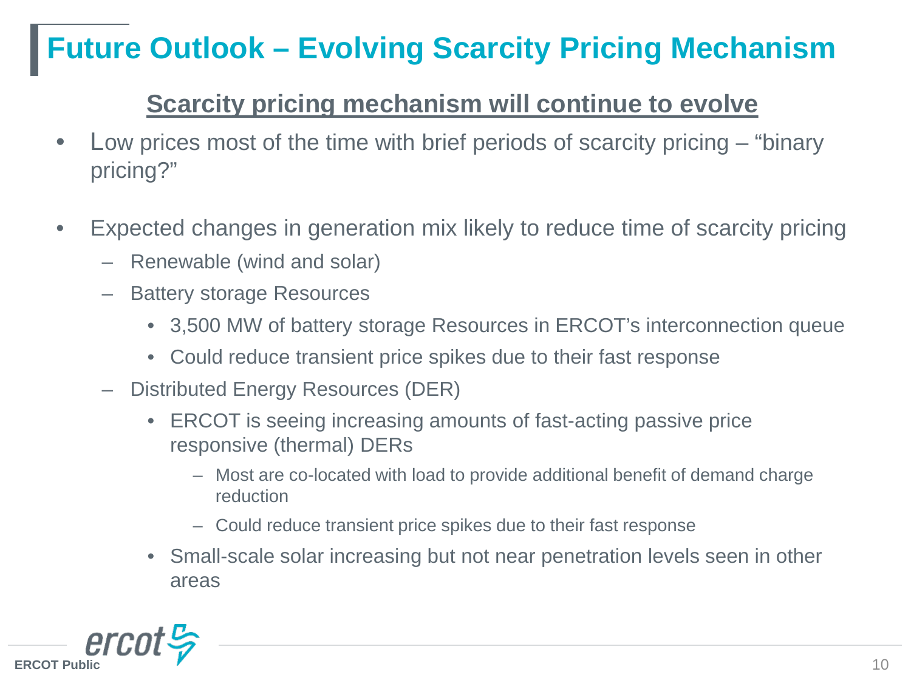# Future Outlook – Evolving Scarcity Pricing Mechanism

## Scarcity pricing mechanism will continue to evolve

- Low prices most of the time with brief periods of scarcity pricing – "binary pricing?"
- Expected changes in generation mix likely to reduce time of scarcity pricing
  - Renewable (wind and solar)
  - Battery storage Resources
    - 3,500 MW of battery storage Resources in ERCOT's interconnection queue
    - Could reduce transient price spikes due to their fast response
  - Distributed Energy Resources (DER)
    - ERCOT is seeing increasing amounts of fast-acting passive price responsive (thermal) DERs
      - Most are co-located with load to provide additional benefit of demand charge reduction
      - Could reduce transient price spikes due to their fast response
    - Small-scale solar increasing but not near penetration levels seen in other areas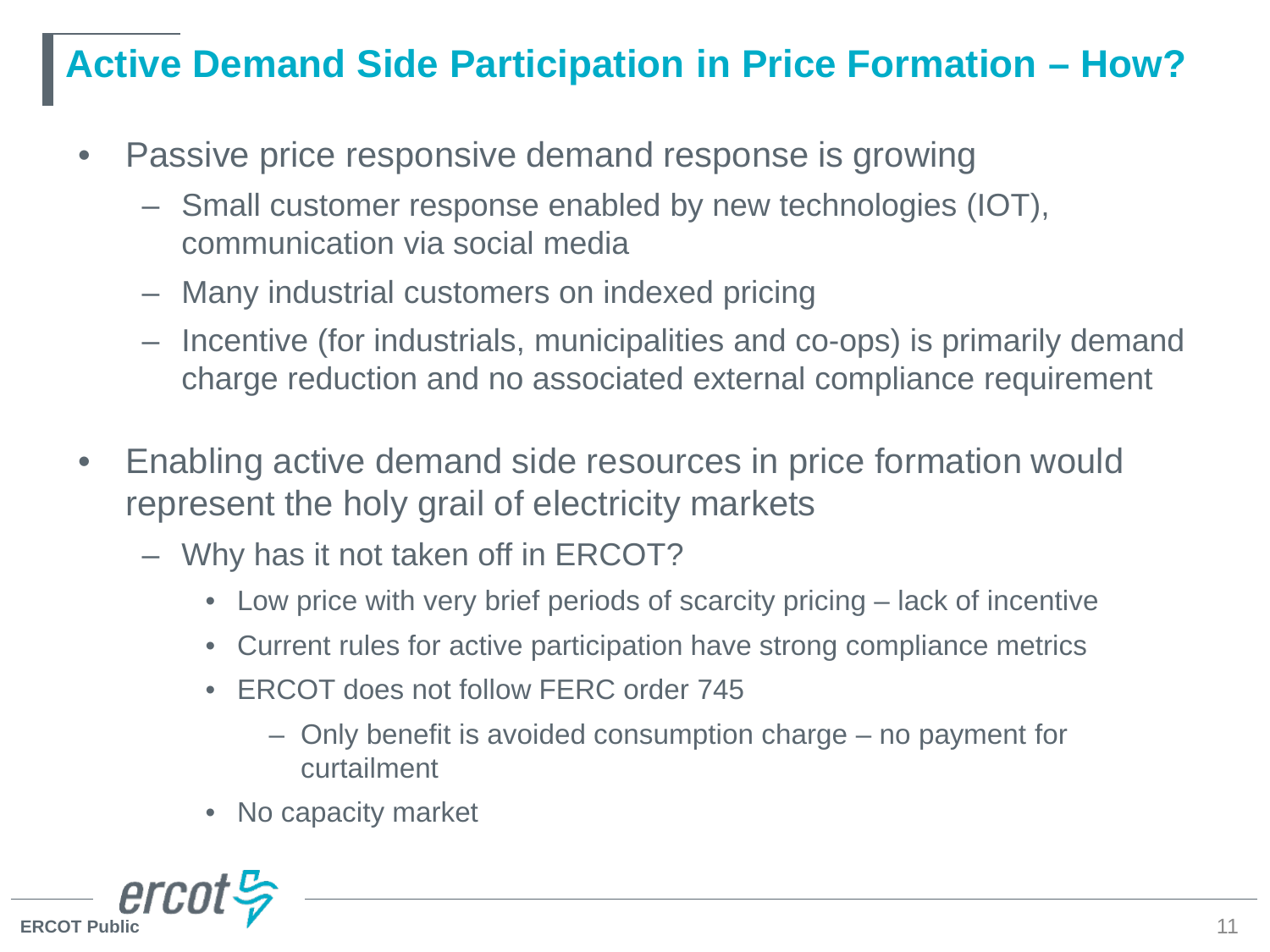# Active Demand Side Participation in Price Formation – How?

- Passive price responsive demand response is growing
  - Small customer response enabled by new technologies (IOT), communication via social media
  - Many industrial customers on indexed pricing
  - Incentive (for industrials, municipalities and co-ops) is primarily demand charge reduction and no associated external compliance requirement
- Enabling active demand side resources in price formation would represent the holy grail of electricity markets
  - Why has it not taken off in ERCOT?
    - Low price with very brief periods of scarcity pricing – lack of incentive
    - Current rules for active participation have strong compliance metrics
    - ERCOT does not follow FERC order 745
      - Only benefit is avoided consumption charge – no payment for curtailment
    - No capacity market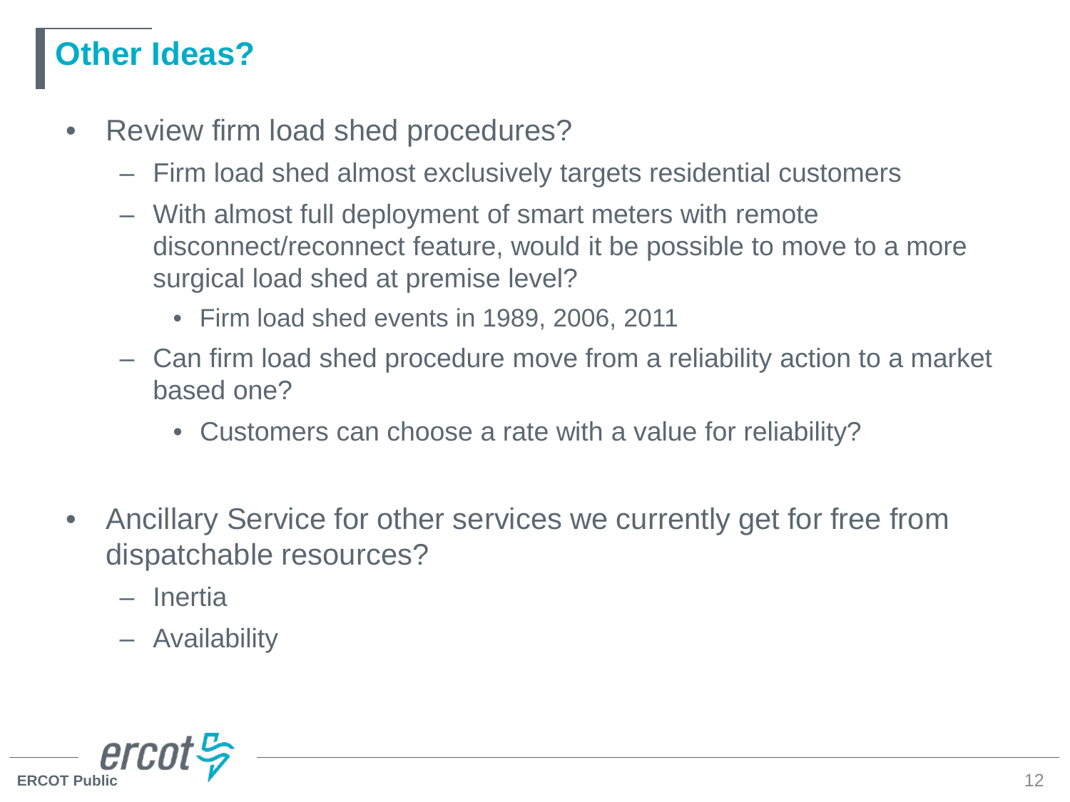# Other Ideas?

- Review firm load shed procedures?
  - Firm load shed almost exclusively targets residential customers
  - With almost full deployment of smart meters with remote disconnect/reconnect feature, would it be possible to move to a more surgical load shed at premise level?
    - Firm load shed events in 1989, 2006, 2011
  - Can firm load shed procedure move from a reliability action to a market based one?
    - Customers can choose a rate with a value for reliability?

- Ancillary Service for other services we currently get for free from dispatchable resources?
  - Inertia
  - Availability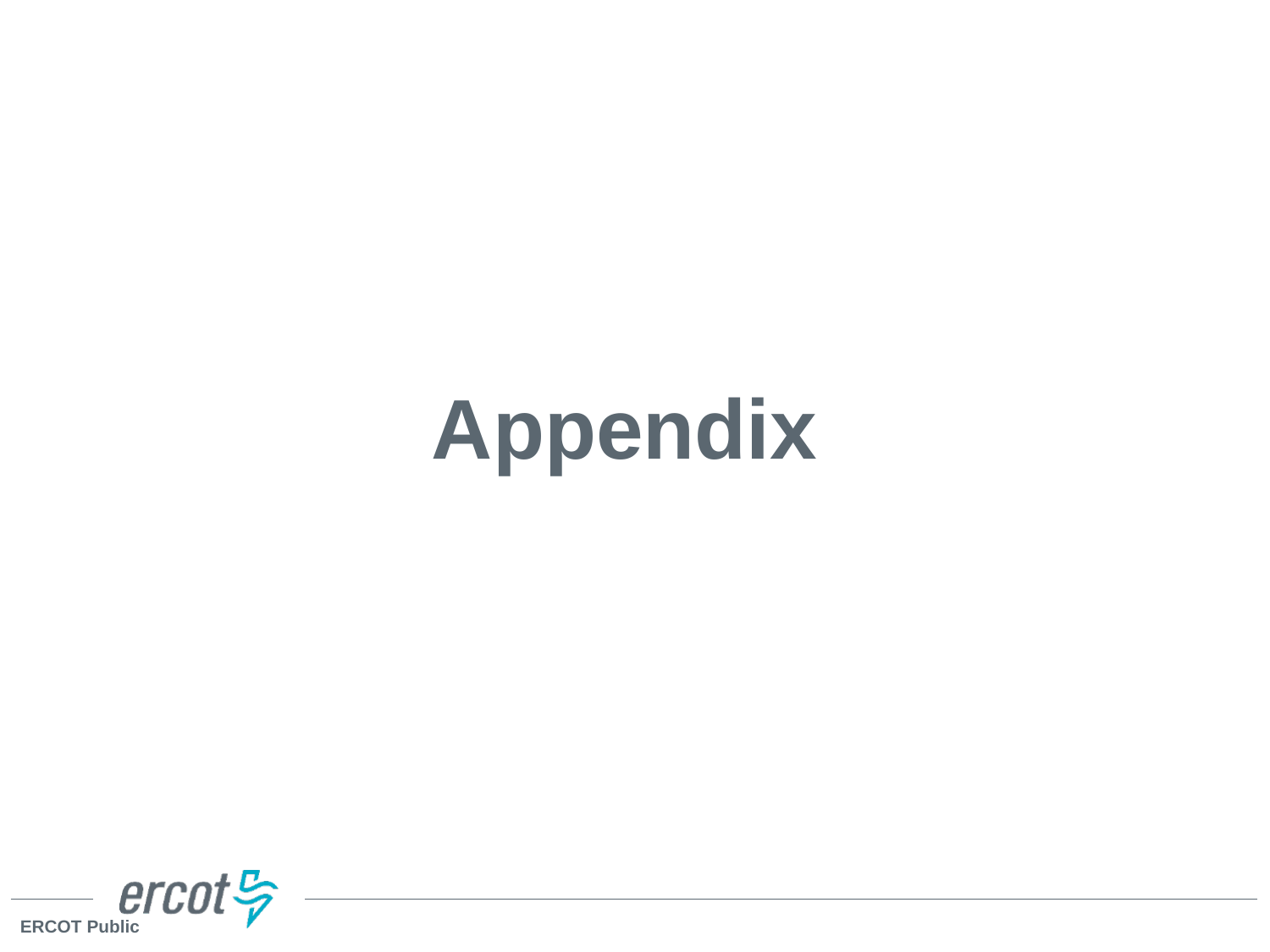# Appendix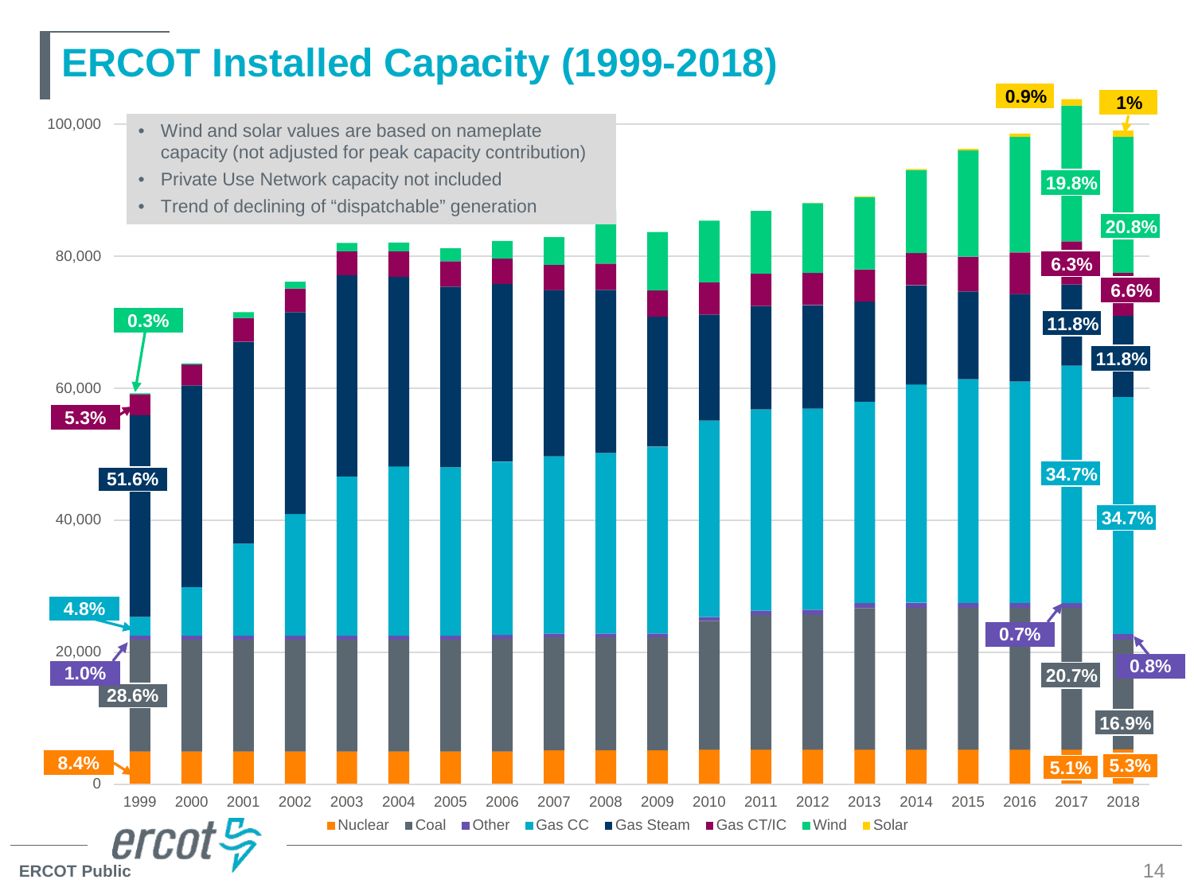# ERCOT Installed Capacity (1999-2018)

- Wind and solar values are based on nameplate capacity (not adjusted for peak capacity contribution)
- Private Use Network capacity not included
- Trend of declining of "dispatchable" generation

| Fuel type | 1999 | 2017 | 2018 |
|---|---|---|---|
| Nuclear | 8.4% | 5.1% | 5.3% |
| Coal | 28.6% | 20.7% | 16.9% |
| Other | 1.0% | 0.7% | 0.8% |
| Gas CC | 4.8% | 34.7% | 34.7% |
| Gas Steam | 51.6% | 11.8% | 11.8% |
| Gas CT/IC | 5.3% | 6.3% | 6.6% |
| Wind | 0.3% | 19.8% | 20.8% |
| Solar | | 0.9% | 1% |

Legend: Nuclear, Coal, Other, Gas CC, Gas Steam, Gas CT/IC, Wind, Solar

Years: 1999–2018; Y-axis: 0 to 100,000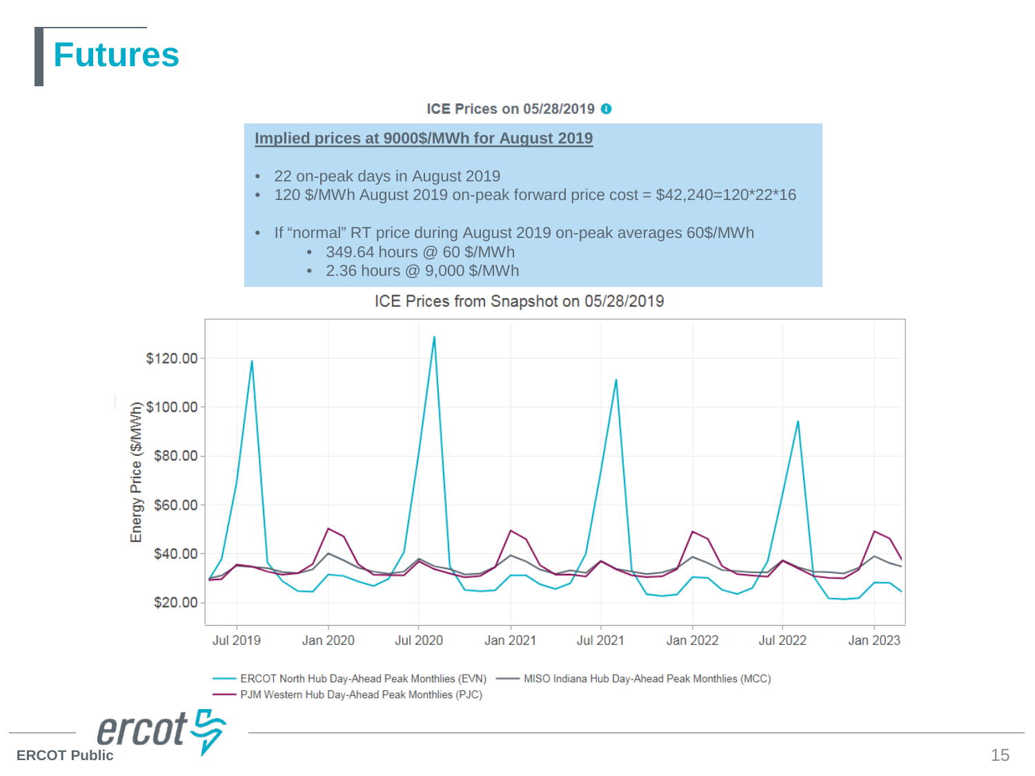# Futures

ICE Prices on 05/28/2019

**Implied prices at 9000$/MWh for August 2019**

- 22 on-peak days in August 2019
- 120 $/MWh August 2019 on-peak forward price cost = $42,240=120*22*16

- If "normal" RT price during August 2019 on-peak averages 60$/MWh
  - 349.64 hours @ 60 $/MWh
  - 2.36 hours @ 9,000 $/MWh

ICE Prices from Snapshot on 05/28/2019

Energy Price ($/MWh)

$120.00
$100.00
$80.00
$60.00
$40.00
$20.00

Jul 2019 Jan 2020 Jul 2020 Jan 2021 Jul 2021 Jan 2022 Jul 2022 Jan 2023

ERCOT North Hub Day-Ahead Peak Monthlies (EVN) MISO Indiana Hub Day-Ahead Peak Monthlies (MCC)
PJM Western Hub Day-Ahead Peak Monthlies (PJC)

ERCOT Public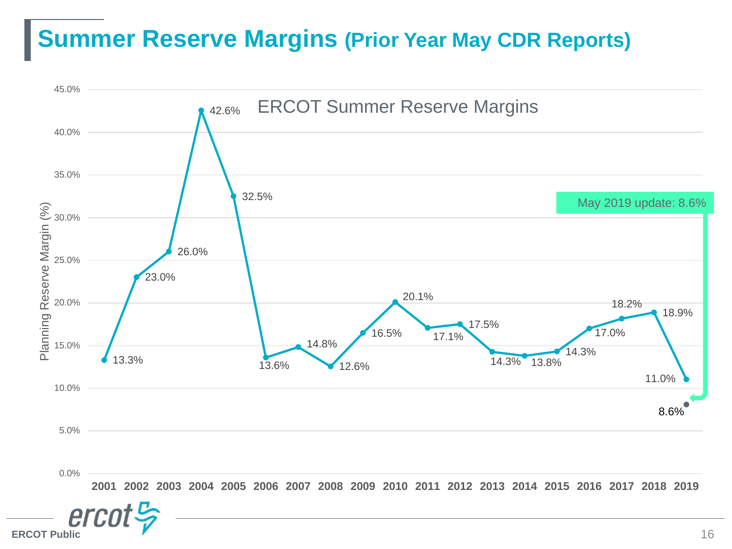# Summer Reserve Margins (Prior Year May CDR Reports)

ERCOT Summer Reserve Margins

| Year | Planning Reserve Margin (%) |
|---|---|
| 2001 | 13.3% |
| 2002 | 23.0% |
| 2003 | 26.0% |
| 2004 | 42.6% |
| 2005 | 32.5% |
| 2006 | 13.6% |
| 2007 | 14.8% |
| 2008 | 12.6% |
| 2009 | 16.5% |
| 2010 | 20.1% |
| 2011 | 17.1% |
| 2012 | 17.5% |
| 2013 | 14.3% |
| 2014 | 13.8% |
| 2015 | 14.3% |
| 2016 | 17.0% |
| 2017 | 18.2% |
| 2018 | 18.9% |
| 2019 | 11.0% |

May 2019 update: 8.6%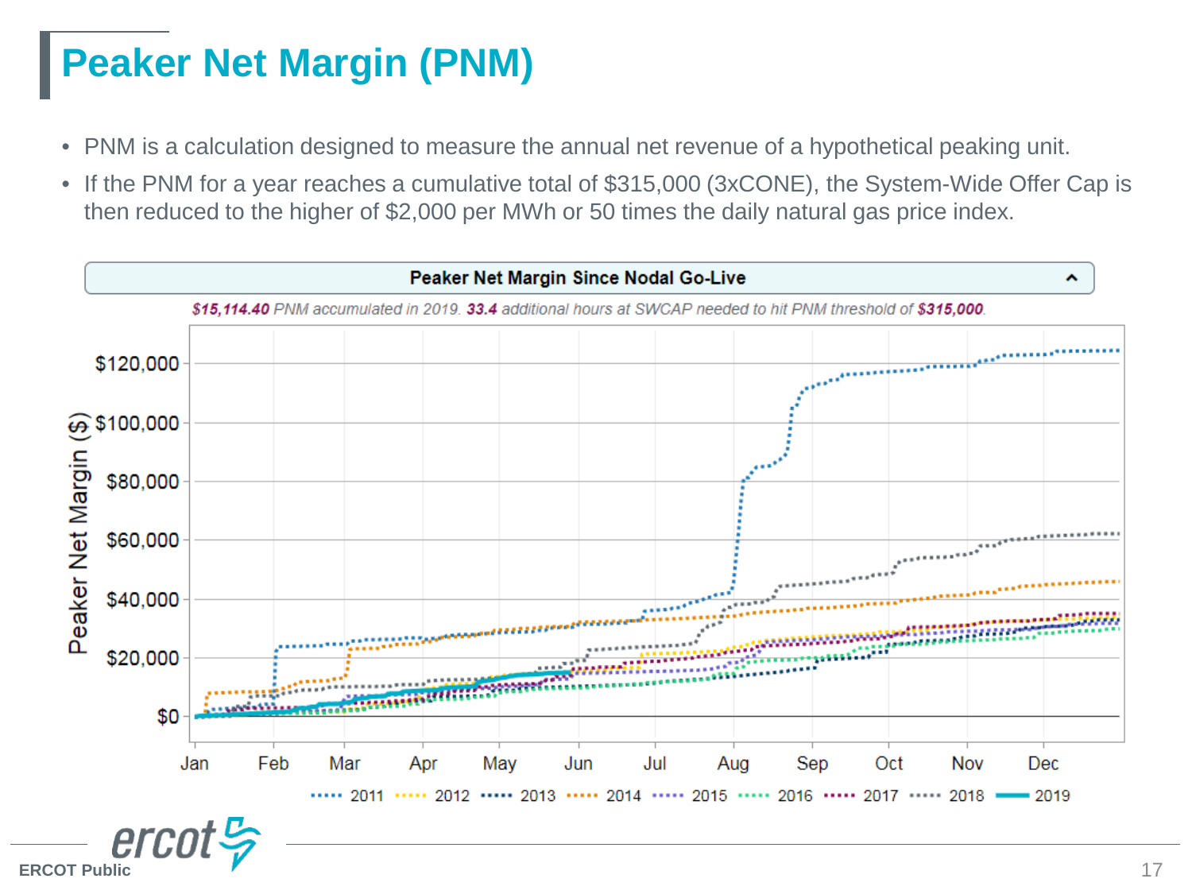# Peaker Net Margin (PNM)

- PNM is a calculation designed to measure the annual net revenue of a hypothetical peaking unit.
- If the PNM for a year reaches a cumulative total of $315,000 (3xCONE), the System-Wide Offer Cap is then reduced to the higher of $2,000 per MWh or 50 times the daily natural gas price index.

**Peaker Net Margin Since Nodal Go-Live**

*$15,114.40 PNM accumulated in 2019. 33.4 additional hours at SWCAP needed to hit PNM threshold of $315,000.*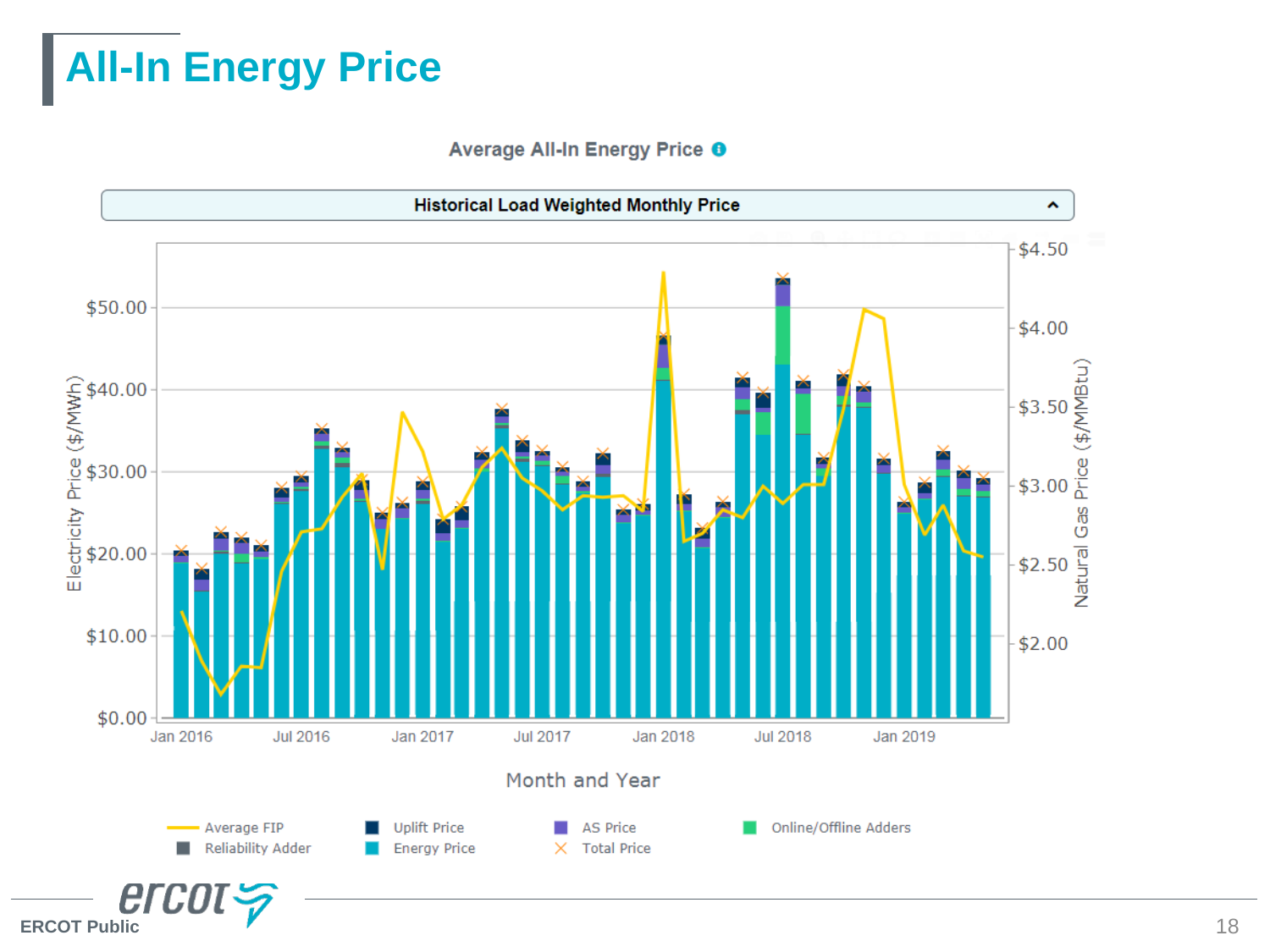# All-In Energy Price

Average All-In Energy Price

Historical Load Weighted Monthly Price

Electricity Price ($/MWh): $0.00, $10.00, $20.00, $30.00, $40.00, $50.00

Natural Gas Price ($/MMBtu): $2.00, $2.50, $3.00, $3.50, $4.00, $4.50

Month and Year: Jan 2016, Jul 2016, Jan 2017, Jul 2017, Jan 2018, Jul 2018, Jan 2019

Average FIP | Reliability Adder | Uplift Price | Energy Price | AS Price | Total Price | Online/Offline Adders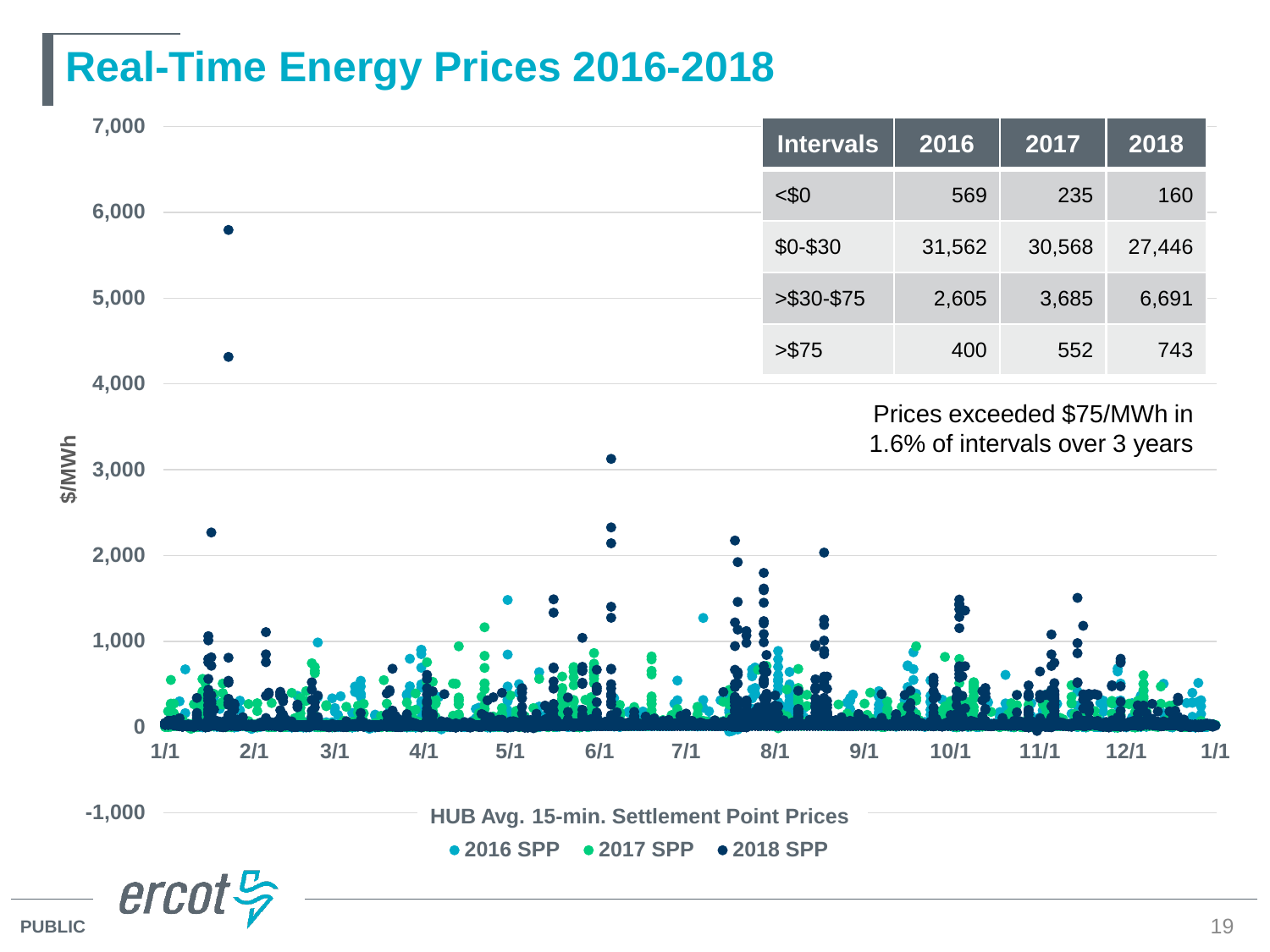# Real-Time Energy Prices 2016-2018

| Intervals | 2016 | 2017 | 2018 |
|---|---|---|---|
| <$0 | 569 | 235 | 160 |
| $0-$30 | 31,562 | 30,568 | 27,446 |
| >$30-$75 | 2,605 | 3,685 | 6,691 |
| >$75 | 400 | 552 | 743 |

Prices exceeded $75/MWh in 1.6% of intervals over 3 years

HUB Avg. 15-min. Settlement Point Prices

● 2016 SPP ● 2017 SPP ● 2018 SPP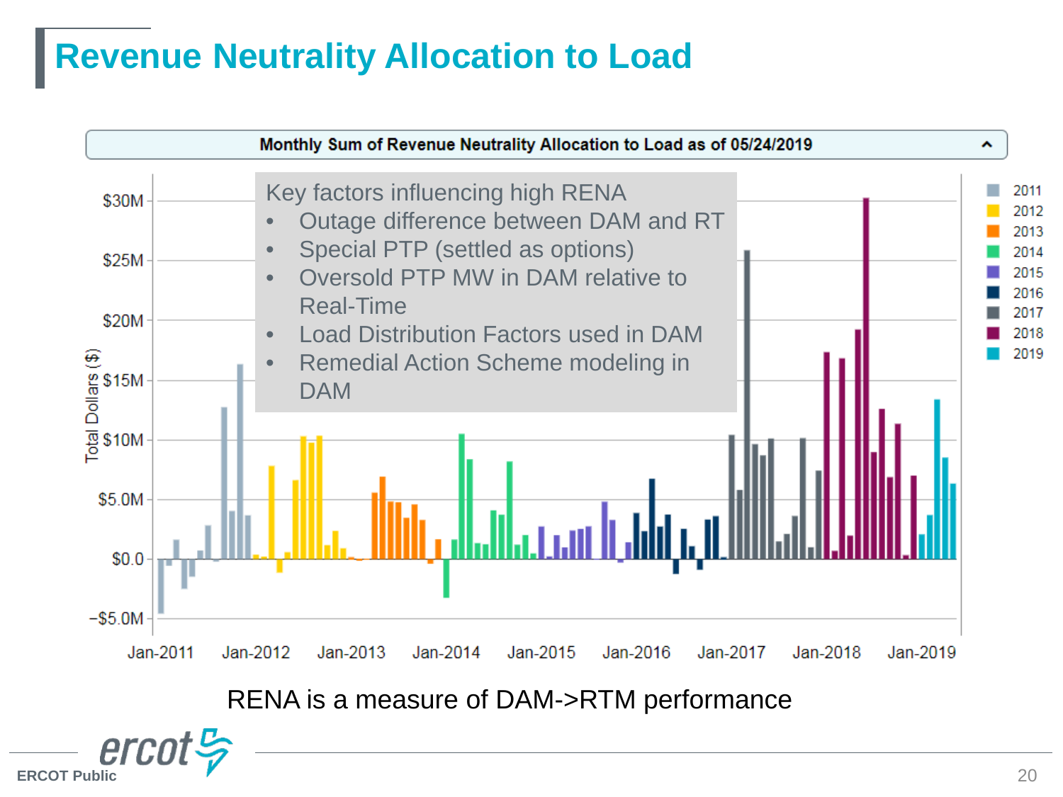# Revenue Neutrality Allocation to Load

**Monthly Sum of Revenue Neutrality Allocation to Load as of 05/24/2019**

Key factors influencing high RENA

- Outage difference between DAM and RT
- Special PTP (settled as options)
- Oversold PTP MW in DAM relative to Real-Time
- Load Distribution Factors used in DAM
- Remedial Action Scheme modeling in DAM

RENA is a measure of DAM->RTM performance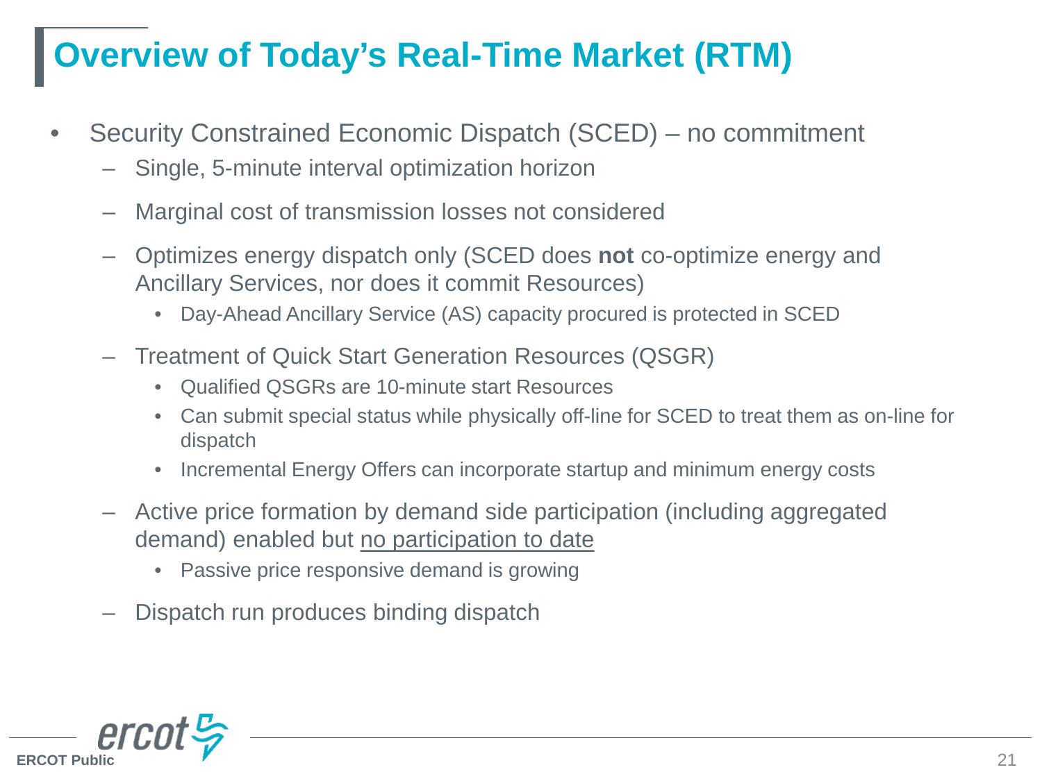# Overview of Today's Real-Time Market (RTM)

- Security Constrained Economic Dispatch (SCED) – no commitment
  - Single, 5-minute interval optimization horizon
  - Marginal cost of transmission losses not considered
  - Optimizes energy dispatch only (SCED does **not** co-optimize energy and Ancillary Services, nor does it commit Resources)
    - Day-Ahead Ancillary Service (AS) capacity procured is protected in SCED
  - Treatment of Quick Start Generation Resources (QSGR)
    - Qualified QSGRs are 10-minute start Resources
    - Can submit special status while physically off-line for SCED to treat them as on-line for dispatch
    - Incremental Energy Offers can incorporate startup and minimum energy costs
  - Active price formation by demand side participation (including aggregated demand) enabled but <u>no participation to date</u>
    - Passive price responsive demand is growing
  - Dispatch run produces binding dispatch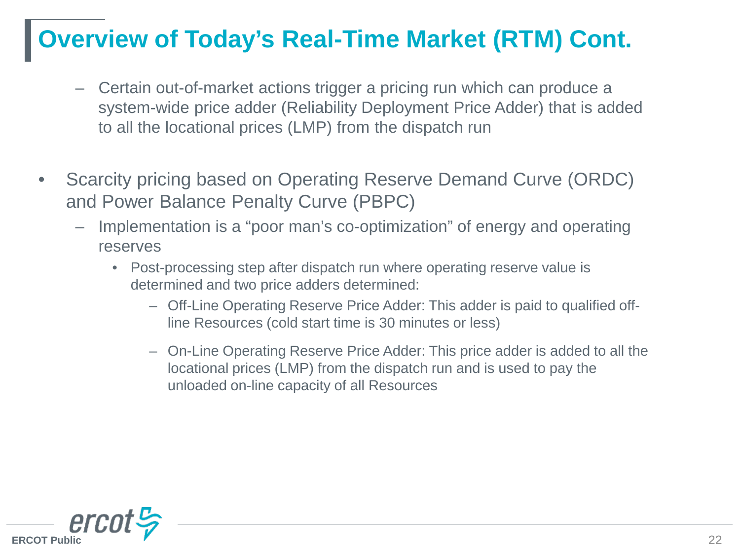# Overview of Today's Real-Time Market (RTM) Cont.

  - Certain out-of-market actions trigger a pricing run which can produce a system-wide price adder (Reliability Deployment Price Adder) that is added to all the locational prices (LMP) from the dispatch run

- Scarcity pricing based on Operating Reserve Demand Curve (ORDC) and Power Balance Penalty Curve (PBPC)
  - Implementation is a "poor man's co-optimization" of energy and operating reserves
    - Post-processing step after dispatch run where operating reserve value is determined and two price adders determined:
      - Off-Line Operating Reserve Price Adder: This adder is paid to qualified off-line Resources (cold start time is 30 minutes or less)
      - On-Line Operating Reserve Price Adder: This price adder is added to all the locational prices (LMP) from the dispatch run and is used to pay the unloaded on-line capacity of all Resources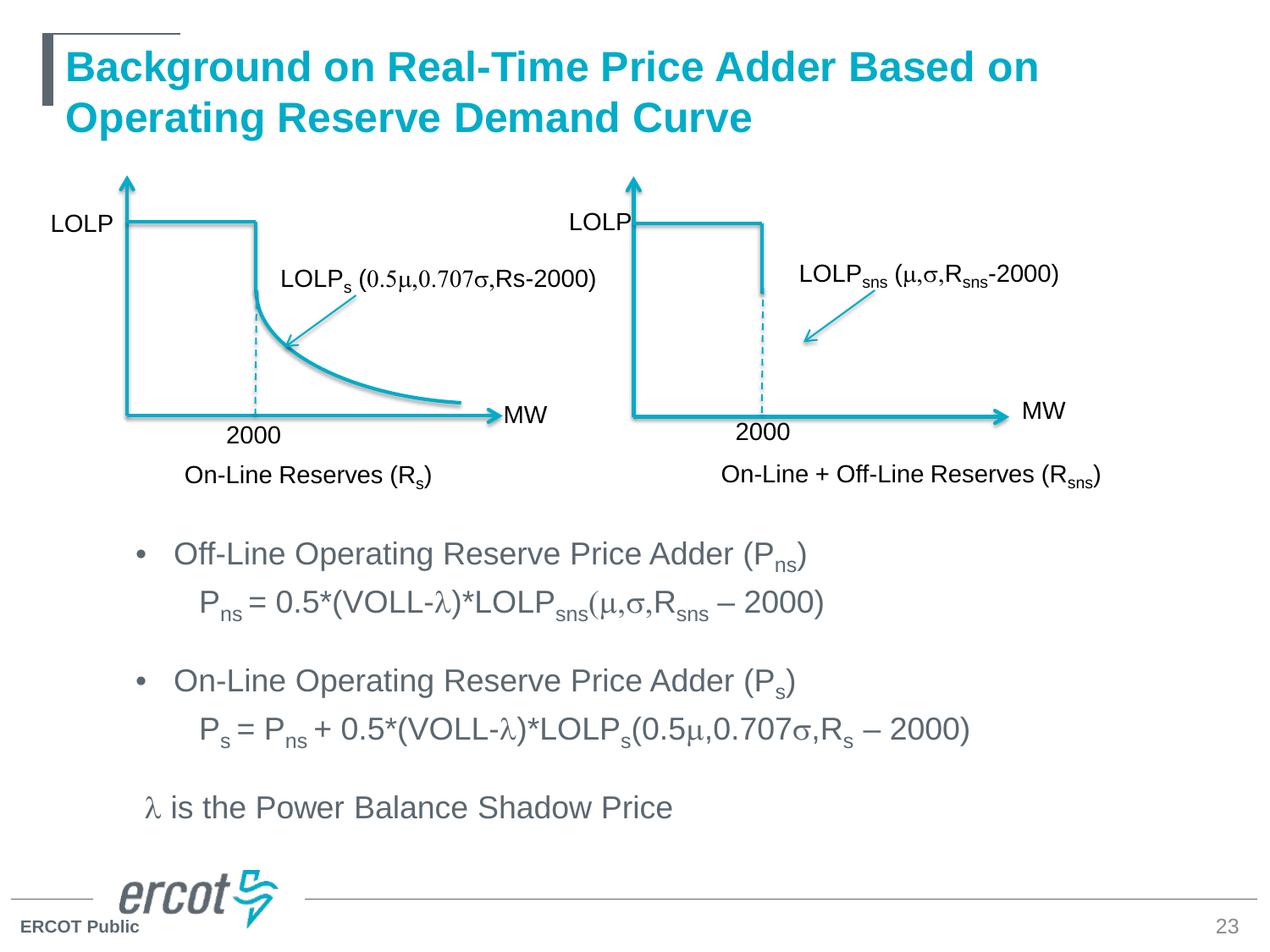# Background on Real-Time Price Adder Based on Operating Reserve Demand Curve

LOLP

$LOLP_s$ $(0.5\mu, 0.707\sigma, Rs\text{-}2000)$

2000

MW

On-Line Reserves ($R_s$)

LOLP

$LOLP_{sns}$ $(\mu, \sigma, R_{sns}\text{-}2000)$

2000

MW

On-Line + Off-Line Reserves ($R_{sns}$)

- Off-Line Operating Reserve Price Adder ($P_{ns}$)

  $P_{ns} = 0.5*(VOLL-\lambda)*LOLP_{sns}(\mu,\sigma,R_{sns} - 2000)$

- On-Line Operating Reserve Price Adder ($P_s$)

  $P_s = P_{ns} + 0.5*(VOLL-\lambda)*LOLP_s(0.5\mu,0.707\sigma,R_s - 2000)$

$\lambda$ is the Power Balance Shadow Price